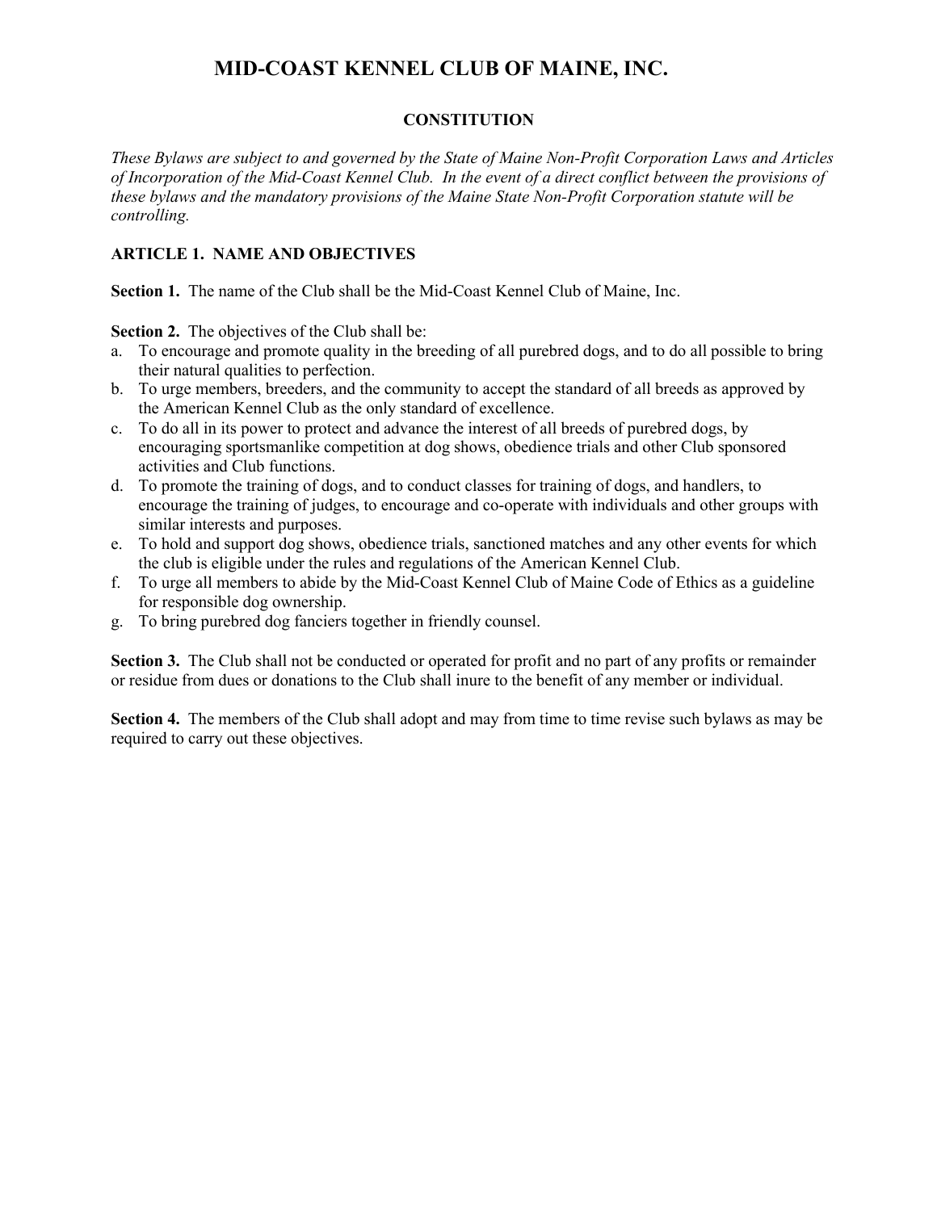# MID-COAST KENNEL CLUB OF MAINE, INC.

## CONSTITUTION

*These Bylaws are subject to and governed by the State of Maine Non-Profit Corporation Laws and Articles of Incorporation of the Mid-Coast Kennel Club. In the event of a direct conflict between the provisions of these bylaws and the mandatory provisions of the Maine State Non-Profit Corporation statute will be controlling.*

### ARTICLE 1. NAME AND OBJECTIVES

**Section 1.** The name of the Club shall be the Mid-Coast Kennel Club of Maine, Inc.

**Section 2.** The objectives of the Club shall be:

a. To encourage and promote quality in the breeding of all purebred dogs, and to do all possible to bring their natural qualities to perfection.
b. To urge members, breeders, and the community to accept the standard of all breeds as approved by the American Kennel Club as the only standard of excellence.
c. To do all in its power to protect and advance the interest of all breeds of purebred dogs, by encouraging sportsmanlike competition at dog shows, obedience trials and other Club sponsored activities and Club functions.
d. To promote the training of dogs, and to conduct classes for training of dogs, and handlers, to encourage the training of judges, to encourage and co-operate with individuals and other groups with similar interests and purposes.
e. To hold and support dog shows, obedience trials, sanctioned matches and any other events for which the club is eligible under the rules and regulations of the American Kennel Club.
f. To urge all members to abide by the Mid-Coast Kennel Club of Maine Code of Ethics as a guideline for responsible dog ownership.
g. To bring purebred dog fanciers together in friendly counsel.

**Section 3.** The Club shall not be conducted or operated for profit and no part of any profits or remainder or residue from dues or donations to the Club shall inure to the benefit of any member or individual.

**Section 4.** The members of the Club shall adopt and may from time to time revise such bylaws as may be required to carry out these objectives.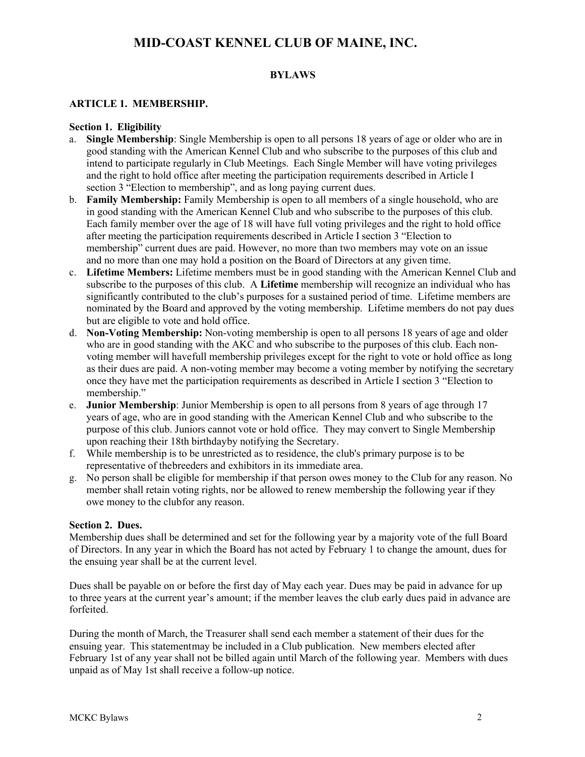# MID-COAST KENNEL CLUB OF MAINE, INC.

## BYLAWS

### ARTICLE 1. MEMBERSHIP.

**Section 1. Eligibility**

a. **Single Membership**: Single Membership is open to all persons 18 years of age or older who are in good standing with the American Kennel Club and who subscribe to the purposes of this club and intend to participate regularly in Club Meetings. Each Single Member will have voting privileges and the right to hold office after meeting the participation requirements described in Article I section 3 "Election to membership", and as long paying current dues.

b. **Family Membership:** Family Membership is open to all members of a single household, who are in good standing with the American Kennel Club and who subscribe to the purposes of this club. Each family member over the age of 18 will have full voting privileges and the right to hold office after meeting the participation requirements described in Article I section 3 "Election to membership" current dues are paid. However, no more than two members may vote on an issue and no more than one may hold a position on the Board of Directors at any given time.

c. **Lifetime Members:** Lifetime members must be in good standing with the American Kennel Club and subscribe to the purposes of this club. A **Lifetime** membership will recognize an individual who has significantly contributed to the club's purposes for a sustained period of time. Lifetime members are nominated by the Board and approved by the voting membership. Lifetime members do not pay dues but are eligible to vote and hold office.

d. **Non-Voting Membership:** Non-voting membership is open to all persons 18 years of age and older who are in good standing with the AKC and who subscribe to the purposes of this club. Each non-voting member will havefull membership privileges except for the right to vote or hold office as long as their dues are paid. A non-voting member may become a voting member by notifying the secretary once they have met the participation requirements as described in Article I section 3 "Election to membership."

e. **Junior Membership**: Junior Membership is open to all persons from 8 years of age through 17 years of age, who are in good standing with the American Kennel Club and who subscribe to the purpose of this club. Juniors cannot vote or hold office. They may convert to Single Membership upon reaching their 18th birthdayby notifying the Secretary.

f. While membership is to be unrestricted as to residence, the club's primary purpose is to be representative of thebreeders and exhibitors in its immediate area.

g. No person shall be eligible for membership if that person owes money to the Club for any reason. No member shall retain voting rights, nor be allowed to renew membership the following year if they owe money to the clubfor any reason.

**Section 2. Dues.**

Membership dues shall be determined and set for the following year by a majority vote of the full Board of Directors. In any year in which the Board has not acted by February 1 to change the amount, dues for the ensuing year shall be at the current level.

Dues shall be payable on or before the first day of May each year. Dues may be paid in advance for up to three years at the current year's amount; if the member leaves the club early dues paid in advance are forfeited.

During the month of March, the Treasurer shall send each member a statement of their dues for the ensuing year. This statementmay be included in a Club publication. New members elected after February 1st of any year shall not be billed again until March of the following year. Members with dues unpaid as of May 1st shall receive a follow-up notice.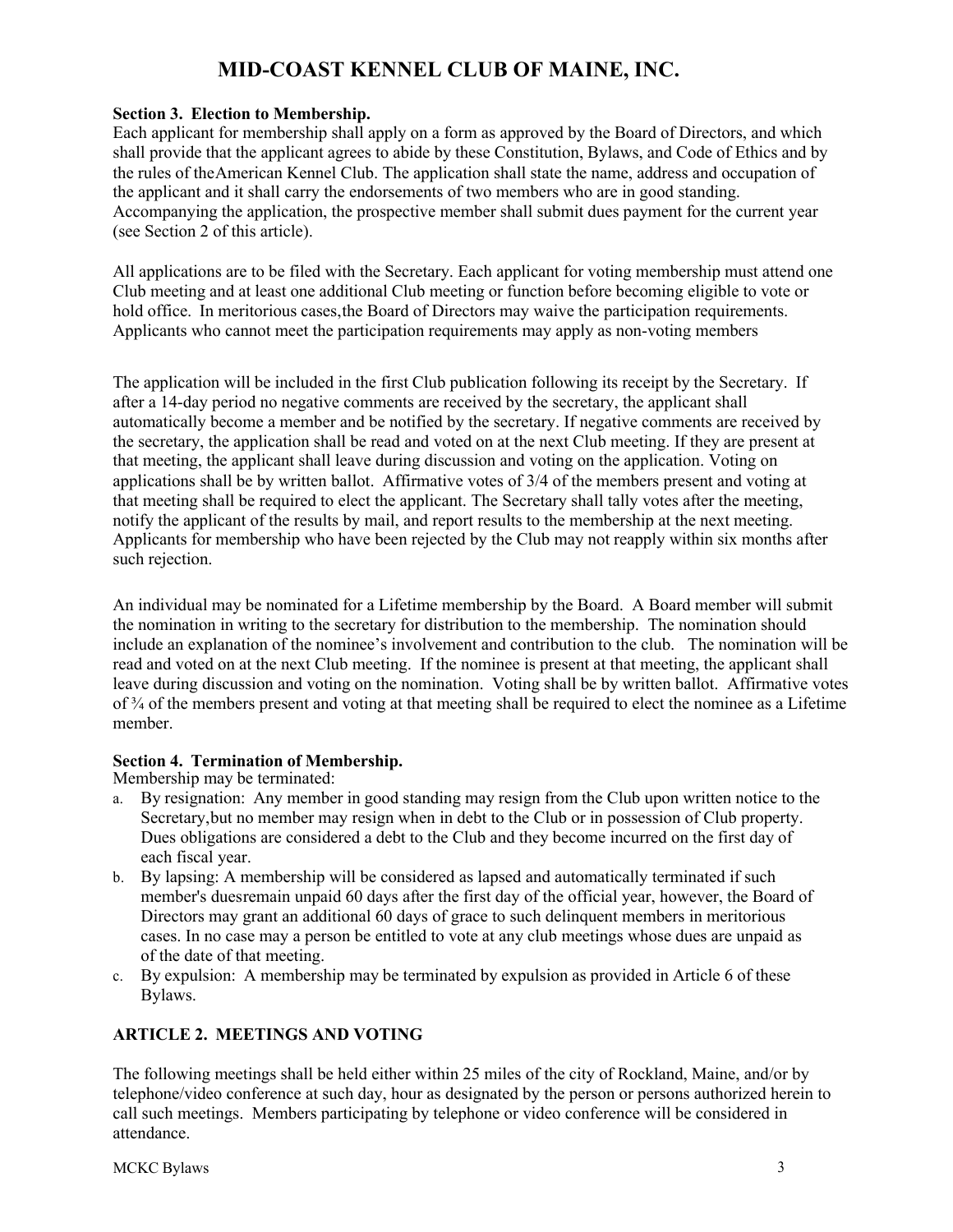# MID-COAST KENNEL CLUB OF MAINE, INC.

**Section 3. Election to Membership.**
Each applicant for membership shall apply on a form as approved by the Board of Directors, and which shall provide that the applicant agrees to abide by these Constitution, Bylaws, and Code of Ethics and by the rules of theAmerican Kennel Club. The application shall state the name, address and occupation of the applicant and it shall carry the endorsements of two members who are in good standing. Accompanying the application, the prospective member shall submit dues payment for the current year (see Section 2 of this article).

All applications are to be filed with the Secretary. Each applicant for voting membership must attend one Club meeting and at least one additional Club meeting or function before becoming eligible to vote or hold office. In meritorious cases,the Board of Directors may waive the participation requirements. Applicants who cannot meet the participation requirements may apply as non-voting members

The application will be included in the first Club publication following its receipt by the Secretary. If after a 14-day period no negative comments are received by the secretary, the applicant shall automatically become a member and be notified by the secretary. If negative comments are received by the secretary, the application shall be read and voted on at the next Club meeting. If they are present at that meeting, the applicant shall leave during discussion and voting on the application. Voting on applications shall be by written ballot. Affirmative votes of 3/4 of the members present and voting at that meeting shall be required to elect the applicant. The Secretary shall tally votes after the meeting, notify the applicant of the results by mail, and report results to the membership at the next meeting. Applicants for membership who have been rejected by the Club may not reapply within six months after such rejection.

An individual may be nominated for a Lifetime membership by the Board. A Board member will submit the nomination in writing to the secretary for distribution to the membership. The nomination should include an explanation of the nominee's involvement and contribution to the club. The nomination will be read and voted on at the next Club meeting. If the nominee is present at that meeting, the applicant shall leave during discussion and voting on the nomination. Voting shall be by written ballot. Affirmative votes of ¾ of the members present and voting at that meeting shall be required to elect the nominee as a Lifetime member.

**Section 4. Termination of Membership.**
Membership may be terminated:

a. By resignation: Any member in good standing may resign from the Club upon written notice to the Secretary,but no member may resign when in debt to the Club or in possession of Club property. Dues obligations are considered a debt to the Club and they become incurred on the first day of each fiscal year.
b. By lapsing: A membership will be considered as lapsed and automatically terminated if such member's duesremain unpaid 60 days after the first day of the official year, however, the Board of Directors may grant an additional 60 days of grace to such delinquent members in meritorious cases. In no case may a person be entitled to vote at any club meetings whose dues are unpaid as of the date of that meeting.
c. By expulsion: A membership may be terminated by expulsion as provided in Article 6 of these Bylaws.

## ARTICLE 2. MEETINGS AND VOTING

The following meetings shall be held either within 25 miles of the city of Rockland, Maine, and/or by telephone/video conference at such day, hour as designated by the person or persons authorized herein to call such meetings. Members participating by telephone or video conference will be considered in attendance.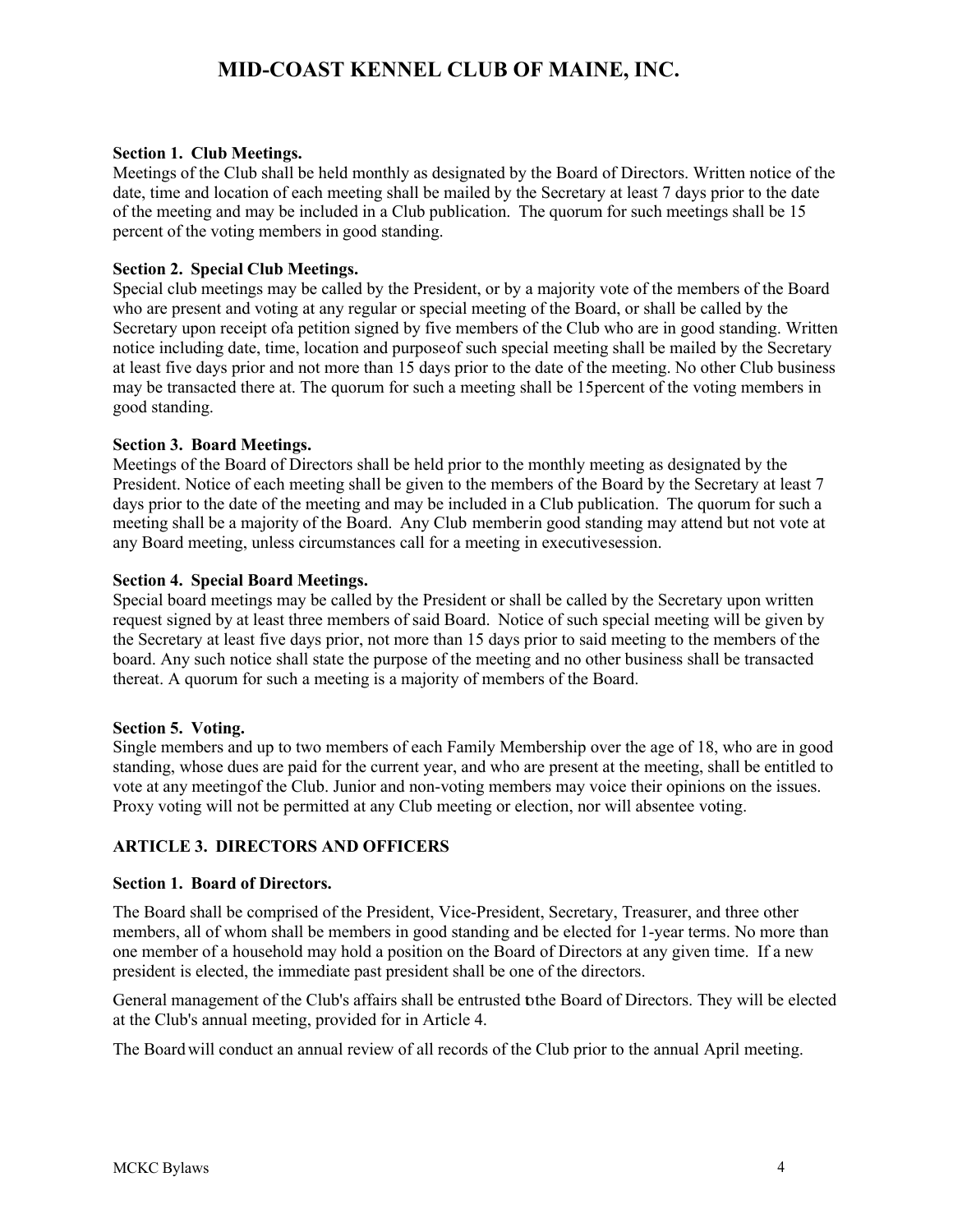**Section 1. Club Meetings.**
Meetings of the Club shall be held monthly as designated by the Board of Directors. Written notice of the date, time and location of each meeting shall be mailed by the Secretary at least 7 days prior to the date of the meeting and may be included in a Club publication. The quorum for such meetings shall be 15 percent of the voting members in good standing.

**Section 2. Special Club Meetings.**
Special club meetings may be called by the President, or by a majority vote of the members of the Board who are present and voting at any regular or special meeting of the Board, or shall be called by the Secretary upon receipt ofa petition signed by five members of the Club who are in good standing. Written notice including date, time, location and purposeof such special meeting shall be mailed by the Secretary at least five days prior and not more than 15 days prior to the date of the meeting. No other Club business may be transacted there at. The quorum for such a meeting shall be 15percent of the voting members in good standing.

**Section 3. Board Meetings.**
Meetings of the Board of Directors shall be held prior to the monthly meeting as designated by the President. Notice of each meeting shall be given to the members of the Board by the Secretary at least 7 days prior to the date of the meeting and may be included in a Club publication. The quorum for such a meeting shall be a majority of the Board. Any Club memberin good standing may attend but not vote at any Board meeting, unless circumstances call for a meeting in executivesession.

**Section 4. Special Board Meetings.**
Special board meetings may be called by the President or shall be called by the Secretary upon written request signed by at least three members of said Board. Notice of such special meeting will be given by the Secretary at least five days prior, not more than 15 days prior to said meeting to the members of the board. Any such notice shall state the purpose of the meeting and no other business shall be transacted thereat. A quorum for such a meeting is a majority of members of the Board.

**Section 5. Voting.**
Single members and up to two members of each Family Membership over the age of 18, who are in good standing, whose dues are paid for the current year, and who are present at the meeting, shall be entitled to vote at any meetingof the Club. Junior and non-voting members may voice their opinions on the issues. Proxy voting will not be permitted at any Club meeting or election, nor will absentee voting.

## ARTICLE 3. DIRECTORS AND OFFICERS

**Section 1. Board of Directors.**

The Board shall be comprised of the President, Vice-President, Secretary, Treasurer, and three other members, all of whom shall be members in good standing and be elected for 1-year terms. No more than one member of a household may hold a position on the Board of Directors at any given time. If a new president is elected, the immediate past president shall be one of the directors.

General management of the Club's affairs shall be entrusted tothe Board of Directors. They will be elected at the Club's annual meeting, provided for in Article 4.

The Board will conduct an annual review of all records of the Club prior to the annual April meeting.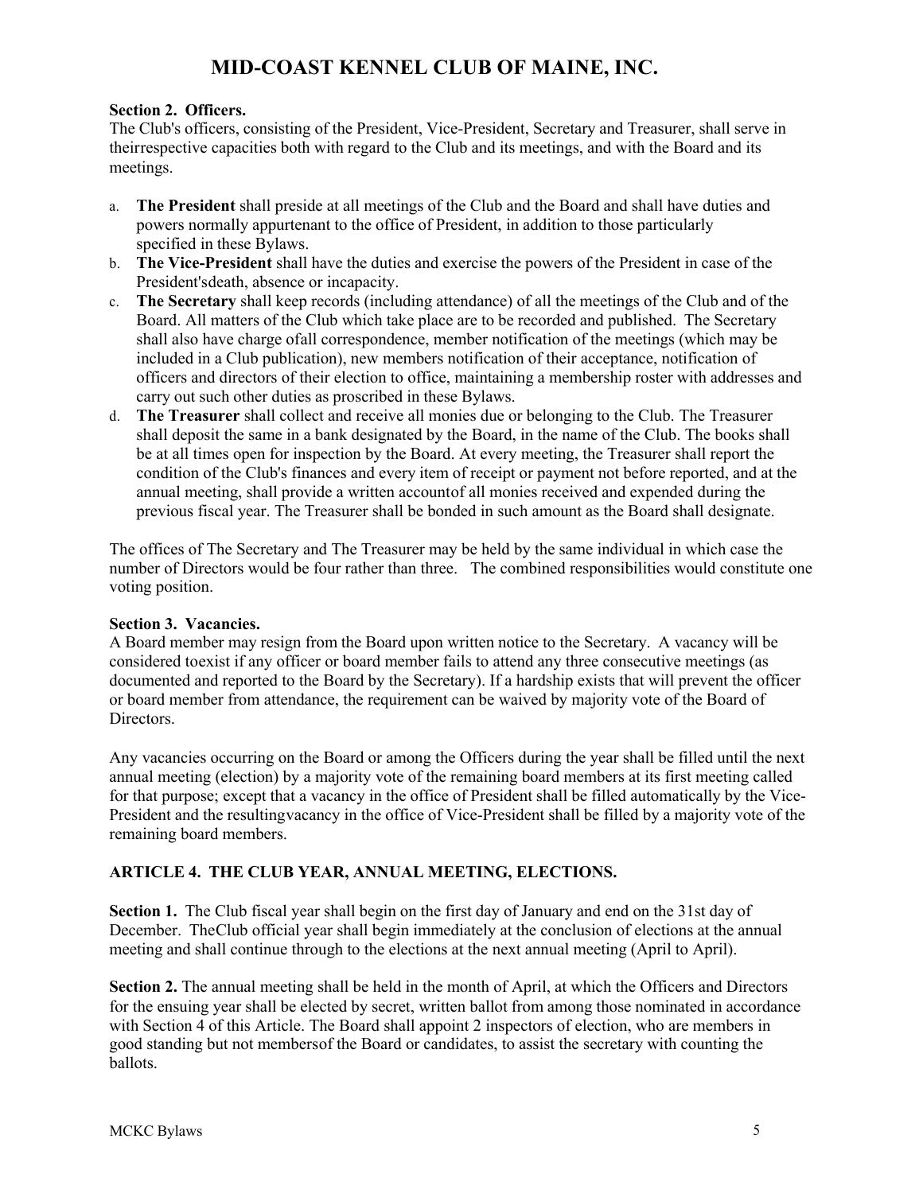# MID-COAST KENNEL CLUB OF MAINE, INC.

**Section 2. Officers.**
The Club's officers, consisting of the President, Vice-President, Secretary and Treasurer, shall serve in theirrespective capacities both with regard to the Club and its meetings, and with the Board and its meetings.

a. **The President** shall preside at all meetings of the Club and the Board and shall have duties and powers normally appurtenant to the office of President, in addition to those particularly specified in these Bylaws.
b. **The Vice-President** shall have the duties and exercise the powers of the President in case of the President'sdeath, absence or incapacity.
c. **The Secretary** shall keep records (including attendance) of all the meetings of the Club and of the Board. All matters of the Club which take place are to be recorded and published. The Secretary shall also have charge ofall correspondence, member notification of the meetings (which may be included in a Club publication), new members notification of their acceptance, notification of officers and directors of their election to office, maintaining a membership roster with addresses and carry out such other duties as proscribed in these Bylaws.
d. **The Treasurer** shall collect and receive all monies due or belonging to the Club. The Treasurer shall deposit the same in a bank designated by the Board, in the name of the Club. The books shall be at all times open for inspection by the Board. At every meeting, the Treasurer shall report the condition of the Club's finances and every item of receipt or payment not before reported, and at the annual meeting, shall provide a written accountof all monies received and expended during the previous fiscal year. The Treasurer shall be bonded in such amount as the Board shall designate.

The offices of The Secretary and The Treasurer may be held by the same individual in which case the number of Directors would be four rather than three. The combined responsibilities would constitute one voting position.

**Section 3. Vacancies.**
A Board member may resign from the Board upon written notice to the Secretary. A vacancy will be considered toexist if any officer or board member fails to attend any three consecutive meetings (as documented and reported to the Board by the Secretary). If a hardship exists that will prevent the officer or board member from attendance, the requirement can be waived by majority vote of the Board of Directors.

Any vacancies occurring on the Board or among the Officers during the year shall be filled until the next annual meeting (election) by a majority vote of the remaining board members at its first meeting called for that purpose; except that a vacancy in the office of President shall be filled automatically by the Vice-President and the resultingvacancy in the office of Vice-President shall be filled by a majority vote of the remaining board members.

## ARTICLE 4. THE CLUB YEAR, ANNUAL MEETING, ELECTIONS.

**Section 1.** The Club fiscal year shall begin on the first day of January and end on the 31st day of December. TheClub official year shall begin immediately at the conclusion of elections at the annual meeting and shall continue through to the elections at the next annual meeting (April to April).

**Section 2.** The annual meeting shall be held in the month of April, at which the Officers and Directors for the ensuing year shall be elected by secret, written ballot from among those nominated in accordance with Section 4 of this Article. The Board shall appoint 2 inspectors of election, who are members in good standing but not membersof the Board or candidates, to assist the secretary with counting the ballots.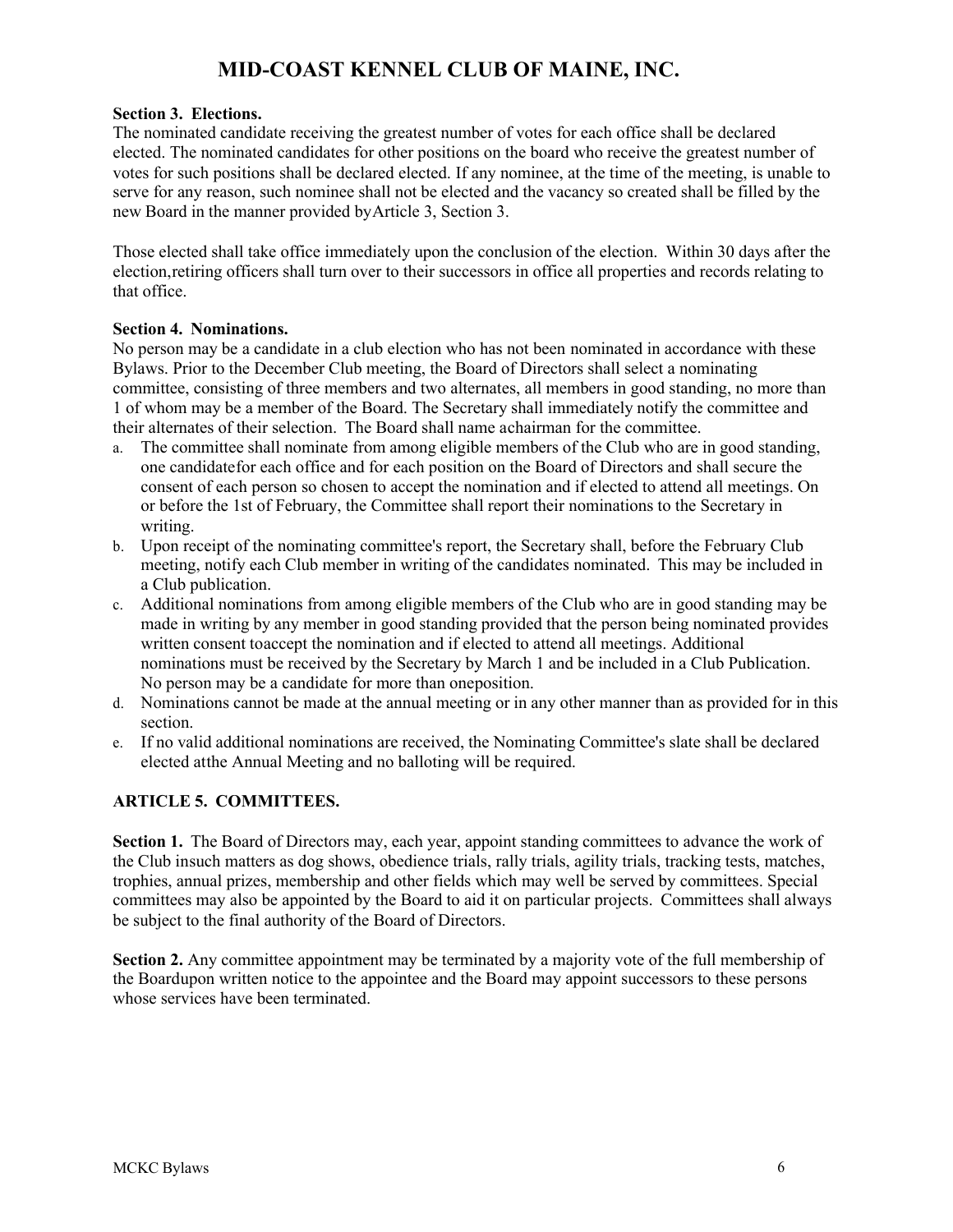**Section 3. Elections.**
The nominated candidate receiving the greatest number of votes for each office shall be declared elected. The nominated candidates for other positions on the board who receive the greatest number of votes for such positions shall be declared elected. If any nominee, at the time of the meeting, is unable to serve for any reason, such nominee shall not be elected and the vacancy so created shall be filled by the new Board in the manner provided byArticle 3, Section 3.

Those elected shall take office immediately upon the conclusion of the election. Within 30 days after the election,retiring officers shall turn over to their successors in office all properties and records relating to that office.

**Section 4. Nominations.**
No person may be a candidate in a club election who has not been nominated in accordance with these Bylaws. Prior to the December Club meeting, the Board of Directors shall select a nominating committee, consisting of three members and two alternates, all members in good standing, no more than 1 of whom may be a member of the Board. The Secretary shall immediately notify the committee and their alternates of their selection. The Board shall name achairman for the committee.

a. The committee shall nominate from among eligible members of the Club who are in good standing, one candidatefor each office and for each position on the Board of Directors and shall secure the consent of each person so chosen to accept the nomination and if elected to attend all meetings. On or before the 1st of February, the Committee shall report their nominations to the Secretary in writing.
b. Upon receipt of the nominating committee's report, the Secretary shall, before the February Club meeting, notify each Club member in writing of the candidates nominated. This may be included in a Club publication.
c. Additional nominations from among eligible members of the Club who are in good standing may be made in writing by any member in good standing provided that the person being nominated provides written consent toaccept the nomination and if elected to attend all meetings. Additional nominations must be received by the Secretary by March 1 and be included in a Club Publication. No person may be a candidate for more than oneposition.
d. Nominations cannot be made at the annual meeting or in any other manner than as provided for in this section.
e. If no valid additional nominations are received, the Nominating Committee's slate shall be declared elected atthe Annual Meeting and no balloting will be required.

## ARTICLE 5. COMMITTEES.

**Section 1.** The Board of Directors may, each year, appoint standing committees to advance the work of the Club insuch matters as dog shows, obedience trials, rally trials, agility trials, tracking tests, matches, trophies, annual prizes, membership and other fields which may well be served by committees. Special committees may also be appointed by the Board to aid it on particular projects. Committees shall always be subject to the final authority of the Board of Directors.

**Section 2.** Any committee appointment may be terminated by a majority vote of the full membership of the Boardupon written notice to the appointee and the Board may appoint successors to these persons whose services have been terminated.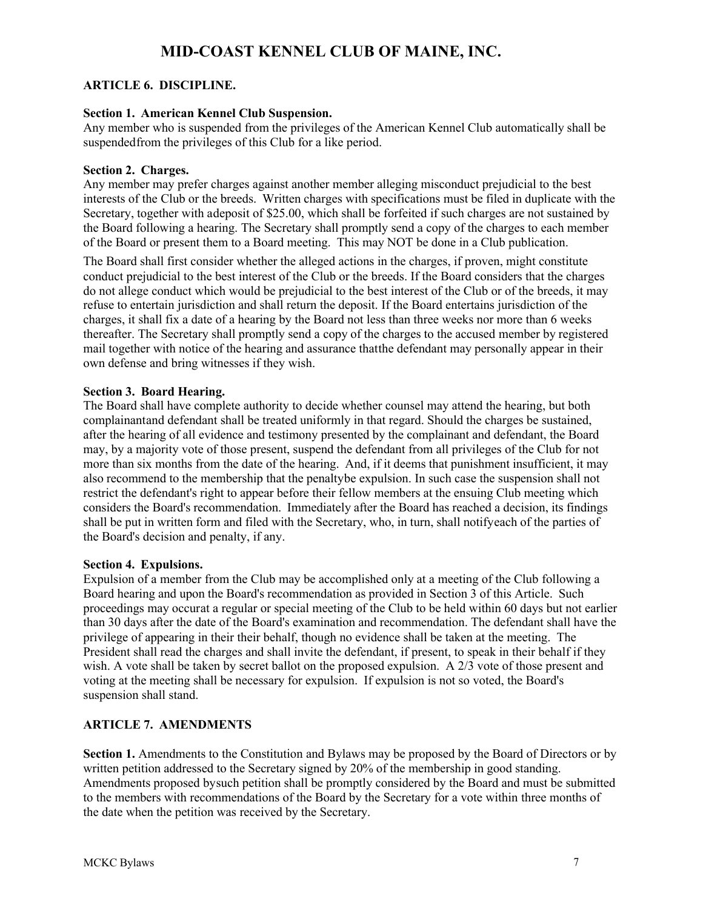# MID-COAST KENNEL CLUB OF MAINE, INC.

## ARTICLE 6. DISCIPLINE.

**Section 1. American Kennel Club Suspension.**
Any member who is suspended from the privileges of the American Kennel Club automatically shall be suspendedfrom the privileges of this Club for a like period.

**Section 2. Charges.**
Any member may prefer charges against another member alleging misconduct prejudicial to the best interests of the Club or the breeds. Written charges with specifications must be filed in duplicate with the Secretary, together with adeposit of $25.00, which shall be forfeited if such charges are not sustained by the Board following a hearing. The Secretary shall promptly send a copy of the charges to each member of the Board or present them to a Board meeting. This may NOT be done in a Club publication.

The Board shall first consider whether the alleged actions in the charges, if proven, might constitute conduct prejudicial to the best interest of the Club or the breeds. If the Board considers that the charges do not allege conduct which would be prejudicial to the best interest of the Club or of the breeds, it may refuse to entertain jurisdiction and shall return the deposit. If the Board entertains jurisdiction of the charges, it shall fix a date of a hearing by the Board not less than three weeks nor more than 6 weeks thereafter. The Secretary shall promptly send a copy of the charges to the accused member by registered mail together with notice of the hearing and assurance thatthe defendant may personally appear in their own defense and bring witnesses if they wish.

**Section 3. Board Hearing.**
The Board shall have complete authority to decide whether counsel may attend the hearing, but both complainantand defendant shall be treated uniformly in that regard. Should the charges be sustained, after the hearing of all evidence and testimony presented by the complainant and defendant, the Board may, by a majority vote of those present, suspend the defendant from all privileges of the Club for not more than six months from the date of the hearing. And, if it deems that punishment insufficient, it may also recommend to the membership that the penaltybe expulsion. In such case the suspension shall not restrict the defendant's right to appear before their fellow members at the ensuing Club meeting which considers the Board's recommendation. Immediately after the Board has reached a decision, its findings shall be put in written form and filed with the Secretary, who, in turn, shall notifyeach of the parties of the Board's decision and penalty, if any.

**Section 4. Expulsions.**
Expulsion of a member from the Club may be accomplished only at a meeting of the Club following a Board hearing and upon the Board's recommendation as provided in Section 3 of this Article. Such proceedings may occurat a regular or special meeting of the Club to be held within 60 days but not earlier than 30 days after the date of the Board's examination and recommendation. The defendant shall have the privilege of appearing in their their behalf, though no evidence shall be taken at the meeting. The President shall read the charges and shall invite the defendant, if present, to speak in their behalf if they wish. A vote shall be taken by secret ballot on the proposed expulsion. A 2/3 vote of those present and voting at the meeting shall be necessary for expulsion. If expulsion is not so voted, the Board's suspension shall stand.

## ARTICLE 7. AMENDMENTS

**Section 1.** Amendments to the Constitution and Bylaws may be proposed by the Board of Directors or by written petition addressed to the Secretary signed by 20% of the membership in good standing. Amendments proposed bysuch petition shall be promptly considered by the Board and must be submitted to the members with recommendations of the Board by the Secretary for a vote within three months of the date when the petition was received by the Secretary.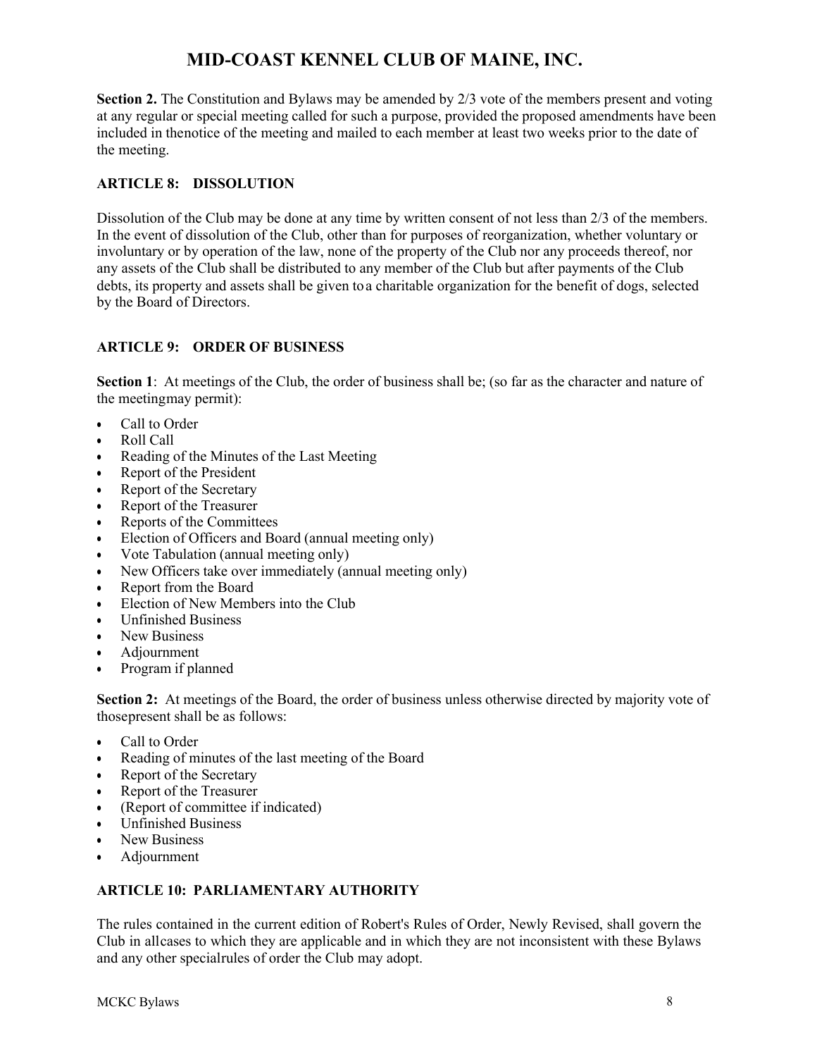**Section 2.** The Constitution and Bylaws may be amended by 2/3 vote of the members present and voting at any regular or special meeting called for such a purpose, provided the proposed amendments have been included in thenotice of the meeting and mailed to each member at least two weeks prior to the date of the meeting.

## ARTICLE 8: DISSOLUTION

Dissolution of the Club may be done at any time by written consent of not less than 2/3 of the members. In the event of dissolution of the Club, other than for purposes of reorganization, whether voluntary or involuntary or by operation of the law, none of the property of the Club nor any proceeds thereof, nor any assets of the Club shall be distributed to any member of the Club but after payments of the Club debts, its property and assets shall be given toa charitable organization for the benefit of dogs, selected by the Board of Directors.

## ARTICLE 9: ORDER OF BUSINESS

**Section 1**: At meetings of the Club, the order of business shall be; (so far as the character and nature of the meetingmay permit):

- Call to Order
- Roll Call
- Reading of the Minutes of the Last Meeting
- Report of the President
- Report of the Secretary
- Report of the Treasurer
- Reports of the Committees
- Election of Officers and Board (annual meeting only)
- Vote Tabulation (annual meeting only)
- New Officers take over immediately (annual meeting only)
- Report from the Board
- Election of New Members into the Club
- Unfinished Business
- New Business
- Adjournment
- Program if planned

**Section 2:** At meetings of the Board, the order of business unless otherwise directed by majority vote of thosepresent shall be as follows:

- Call to Order
- Reading of minutes of the last meeting of the Board
- Report of the Secretary
- Report of the Treasurer
- (Report of committee if indicated)
- Unfinished Business
- New Business
- Adjournment

## ARTICLE 10: PARLIAMENTARY AUTHORITY

The rules contained in the current edition of Robert's Rules of Order, Newly Revised, shall govern the Club in allcases to which they are applicable and in which they are not inconsistent with these Bylaws and any other specialrules of order the Club may adopt.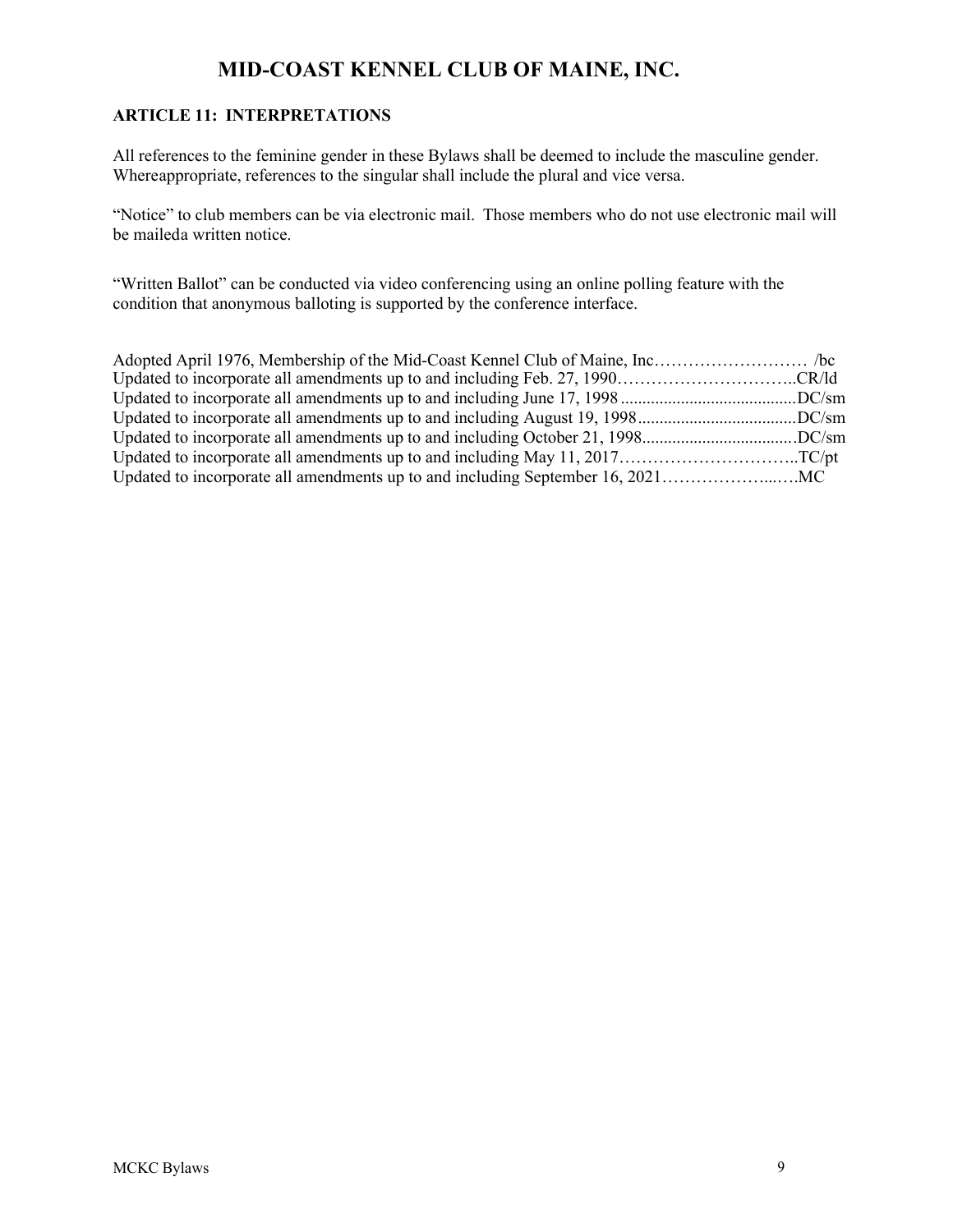# MID-COAST KENNEL CLUB OF MAINE, INC.

## ARTICLE 11: INTERPRETATIONS

All references to the feminine gender in these Bylaws shall be deemed to include the masculine gender. Whereappropriate, references to the singular shall include the plural and vice versa.

"Notice" to club members can be via electronic mail. Those members who do not use electronic mail will be maileda written notice.

"Written Ballot" can be conducted via video conferencing using an online polling feature with the condition that anonymous balloting is supported by the conference interface.

Adopted April 1976, Membership of the Mid-Coast Kennel Club of Maine, Inc……………………… /bc
Updated to incorporate all amendments up to and including Feb. 27, 1990…………………………..CR/ld
Updated to incorporate all amendments up to and including June 17, 1998 .........................................DC/sm
Updated to incorporate all amendments up to and including August 19, 1998.....................................DC/sm
Updated to incorporate all amendments up to and including October 21, 1998....................................DC/sm
Updated to incorporate all amendments up to and including May 11, 2017…………………………..TC/pt
Updated to incorporate all amendments up to and including September 16, 2021………………...….MC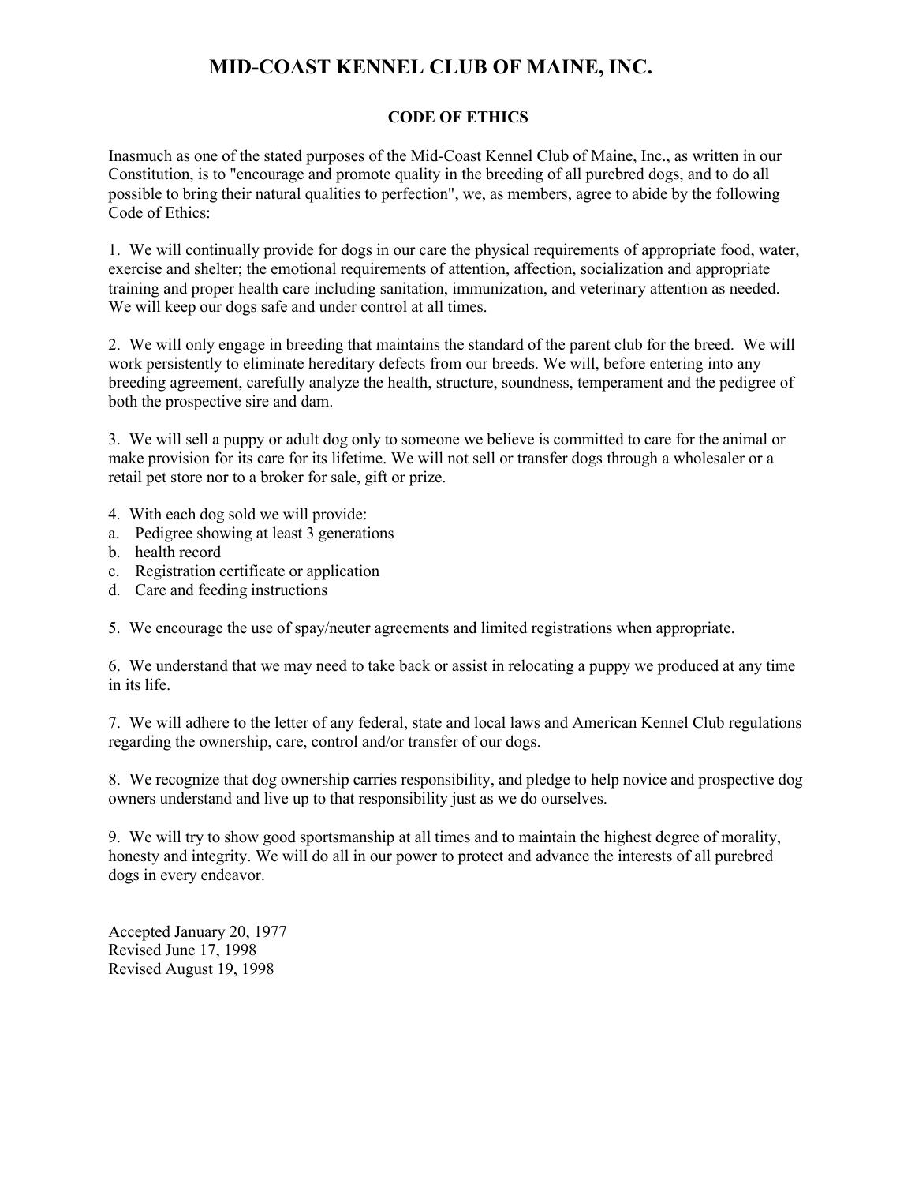# MID-COAST KENNEL CLUB OF MAINE, INC.

## CODE OF ETHICS

Inasmuch as one of the stated purposes of the Mid-Coast Kennel Club of Maine, Inc., as written in our Constitution, is to "encourage and promote quality in the breeding of all purebred dogs, and to do all possible to bring their natural qualities to perfection", we, as members, agree to abide by the following Code of Ethics:

1. We will continually provide for dogs in our care the physical requirements of appropriate food, water, exercise and shelter; the emotional requirements of attention, affection, socialization and appropriate training and proper health care including sanitation, immunization, and veterinary attention as needed. We will keep our dogs safe and under control at all times.

2. We will only engage in breeding that maintains the standard of the parent club for the breed. We will work persistently to eliminate hereditary defects from our breeds. We will, before entering into any breeding agreement, carefully analyze the health, structure, soundness, temperament and the pedigree of both the prospective sire and dam.

3. We will sell a puppy or adult dog only to someone we believe is committed to care for the animal or make provision for its care for its lifetime. We will not sell or transfer dogs through a wholesaler or a retail pet store nor to a broker for sale, gift or prize.

4. With each dog sold we will provide:
a. Pedigree showing at least 3 generations
b. health record
c. Registration certificate or application
d. Care and feeding instructions

5. We encourage the use of spay/neuter agreements and limited registrations when appropriate.

6. We understand that we may need to take back or assist in relocating a puppy we produced at any time in its life.

7. We will adhere to the letter of any federal, state and local laws and American Kennel Club regulations regarding the ownership, care, control and/or transfer of our dogs.

8. We recognize that dog ownership carries responsibility, and pledge to help novice and prospective dog owners understand and live up to that responsibility just as we do ourselves.

9. We will try to show good sportsmanship at all times and to maintain the highest degree of morality, honesty and integrity. We will do all in our power to protect and advance the interests of all purebred dogs in every endeavor.

Accepted January 20, 1977
Revised June 17, 1998
Revised August 19, 1998